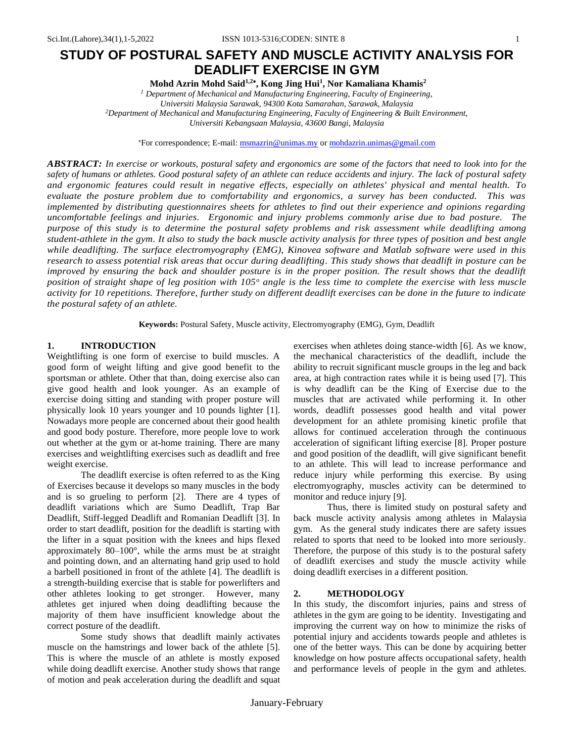# STUDY OF POSTURAL SAFETY AND MUSCLE ACTIVITY ANALYSIS FOR DEADLIFT EXERCISE IN GYM

**Mohd Azrin Mohd Said[1,2*], Kong Jing Hui[1], Nor Kamaliana Khamis[2]**

*[1] Department of Mechanical and Manufacturing Engineering, Faculty of Engineering, Universiti Malaysia Sarawak, 94300 Kota Samarahan, Sarawak, Malaysia*
*[2]Department of Mechanical and Manufacturing Engineering, Faculty of Engineering & Built Environment, Universiti Kebangsaan Malaysia, 43600 Bangi, Malaysia*

*For correspondence; E-mail: msmazrin@unimas.my or mohdazrin.unimas@gmail.com

***ABSTRACT:*** *In exercise or workouts, postural safety and ergonomics are some of the factors that need to look into for the safety of humans or athletes. Good postural safety of an athlete can reduce accidents and injury. The lack of postural safety and ergonomic features could result in negative effects, especially on athletes' physical and mental health. To evaluate the posture problem due to comfortability and ergonomics, a survey has been conducted. This was implemented by distributing questionnaires sheets for athletes to find out their experience and opinions regarding uncomfortable feelings and injuries. Ergonomic and injury problems commonly arise due to bad posture. The purpose of this study is to determine the postural safety problems and risk assessment while deadlifting among student-athlete in the gym. It also to study the back muscle activity analysis for three types of position and best angle while deadlifting. The surface electromyography (EMG), Kinovea software and Matlab software were used in this research to assess potential risk areas that occur during deadlifting. This study shows that deadlift in posture can be improved by ensuring the back and shoulder posture is in the proper position. The result shows that the deadlift position of straight shape of leg position with 105° angle is the less time to complete the exercise with less muscle activity for 10 repetitions. Therefore, further study on different deadlift exercises can be done in the future to indicate the postural safety of an athlete.*

**Keywords:** Postural Safety, Muscle activity, Electromyography (EMG), Gym, Deadlift

## 1. INTRODUCTION

Weightlifting is one form of exercise to build muscles. A good form of weight lifting and give good benefit to the sportsman or athlete. Other that than, doing exercise also can give good health and look younger. As an example of exercise doing sitting and standing with proper posture will physically look 10 years younger and 10 pounds lighter [1]. Nowadays more people are concerned about their good health and good body posture. Therefore, more people love to work out whether at the gym or at-home training. There are many exercises and weightlifting exercises such as deadlift and free weight exercise.

The deadlift exercise is often referred to as the King of Exercises because it develops so many muscles in the body and is so grueling to perform [2]. There are 4 types of deadlift variations which are Sumo Deadlift, Trap Bar Deadlift, Stiff-legged Deadlift and Romanian Deadlift [3]. In order to start deadlift, position for the deadlift is starting with the lifter in a squat position with the knees and hips flexed approximately 80–100°, while the arms must be at straight and pointing down, and an alternating hand grip used to hold a barbell positioned in front of the athlete [4]. The deadlift is a strength-building exercise that is stable for powerlifters and other athletes looking to get stronger. However, many athletes get injured when doing deadlifting because the majority of them have insufficient knowledge about the correct posture of the deadlift.

Some study shows that deadlift mainly activates muscle on the hamstrings and lower back of the athlete [5]. This is where the muscle of an athlete is mostly exposed while doing deadlift exercise. Another study shows that range of motion and peak acceleration during the deadlift and squat exercises when athletes doing stance-width [6]. As we know, the mechanical characteristics of the deadlift, include the ability to recruit significant muscle groups in the leg and back area, at high contraction rates while it is being used [7]. This is why deadlift can be the King of Exercise due to the muscles that are activated while performing it. In other words, deadlift possesses good health and vital power development for an athlete promising kinetic profile that allows for continued acceleration through the continuous acceleration of significant lifting exercise [8]. Proper posture and good position of the deadlift, will give significant benefit to an athlete. This will lead to increase performance and reduce injury while performing this exercise. By using electromyography, muscles activity can be determined to monitor and reduce injury [9].

Thus, there is limited study on postural safety and back muscle activity analysis among athletes in Malaysia gym. As the general study indicates there are safety issues related to sports that need to be looked into more seriously. Therefore, the purpose of this study is to the postural safety of deadlift exercises and study the muscle activity while doing deadlift exercises in a different position.

## 2. METHODOLOGY

In this study, the discomfort injuries, pains and stress of athletes in the gym are going to be identity. Investigating and improving the current way on how to minimize the risks of potential injury and accidents towards people and athletes is one of the better ways. This can be done by acquiring better knowledge on how posture affects occupational safety, health and performance levels of people in the gym and athletes.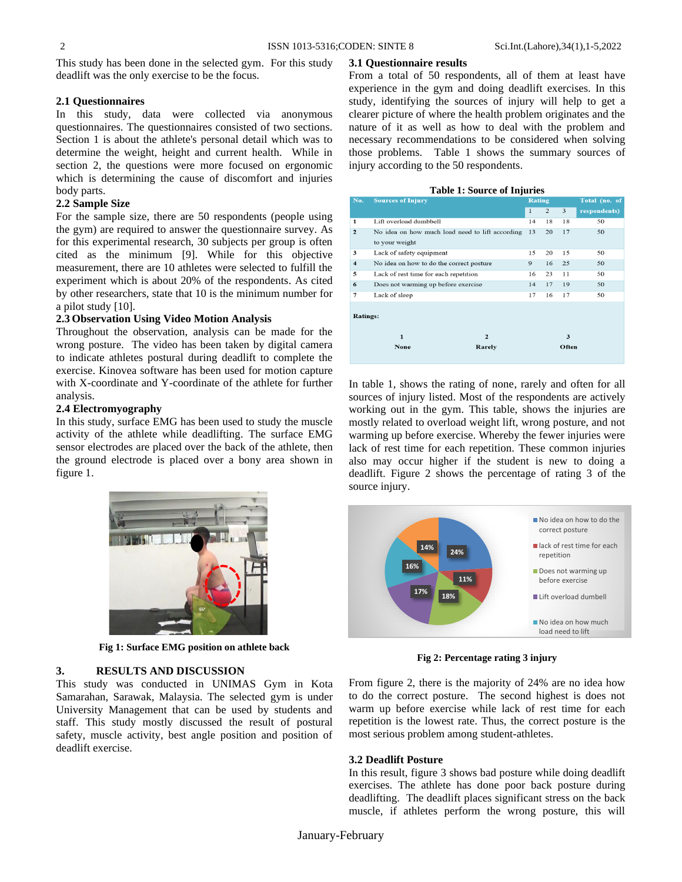This study has been done in the selected gym. For this study deadlift was the only exercise to be the focus.

### 2.1 Questionnaires

In this study, data were collected via anonymous questionnaires. The questionnaires consisted of two sections. Section 1 is about the athlete's personal detail which was to determine the weight, height and current health. While in section 2, the questions were more focused on ergonomic which is determining the cause of discomfort and injuries body parts.

### 2.2 Sample Size

For the sample size, there are 50 respondents (people using the gym) are required to answer the questionnaire survey. As for this experimental research, 30 subjects per group is often cited as the minimum [9]. While for this objective measurement, there are 10 athletes were selected to fulfill the experiment which is about 20% of the respondents. As cited by other researchers, state that 10 is the minimum number for a pilot study [10].

### 2.3 Observation Using Video Motion Analysis

Throughout the observation, analysis can be made for the wrong posture. The video has been taken by digital camera to indicate athletes postural during deadlift to complete the exercise. Kinovea software has been used for motion capture with X-coordinate and Y-coordinate of the athlete for further analysis.

### 2.4 Electromyography

In this study, surface EMG has been used to study the muscle activity of the athlete while deadlifting. The surface EMG sensor electrodes are placed over the back of the athlete, then the ground electrode is placed over a bony area shown in figure 1.

**Fig 1: Surface EMG position on athlete back**

## 3. RESULTS AND DISCUSSION

This study was conducted in UNIMAS Gym in Kota Samarahan, Sarawak, Malaysia. The selected gym is under University Management that can be used by students and staff. This study mostly discussed the result of postural safety, muscle activity, best angle position and position of deadlift exercise.

### 3.1 Questionnaire results

From a total of 50 respondents, all of them at least have experience in the gym and doing deadlift exercises. In this study, identifying the sources of injury will help to get a clearer picture of where the health problem originates and the nature of it as well as how to deal with the problem and necessary recommendations to be considered when solving those problems. Table 1 shows the summary sources of injury according to the 50 respondents.

**Table 1: Source of Injuries**

| No. | Sources of Injury | Rating 1 | Rating 2 | Rating 3 | Total (no. of respondents) |
|---|---|---|---|---|---|
| 1 | Lift overload dumbbell | 14 | 18 | 18 | 50 |
| 2 | No idea on how much load need to lift according to your weight | 13 | 20 | 17 | 50 |
| 3 | Lack of safety equipment | 15 | 20 | 15 | 50 |
| 4 | No idea on how to do the correct posture | 9 | 16 | 25 | 50 |
| 5 | Lack of rest time for each repetition | 16 | 23 | 11 | 50 |
| 6 | Does not warming up before exercise | 14 | 17 | 19 | 50 |
| 7 | Lack of sleep | 17 | 16 | 17 | 50 |

Ratings: 1 None, 2 Rarely, 3 Often

In table 1, shows the rating of none, rarely and often for all sources of injury listed. Most of the respondents are actively working out in the gym. This table, shows the injuries are mostly related to overload weight lift, wrong posture, and not warming up before exercise. Whereby the fewer injuries were lack of rest time for each repetition. These common injuries also may occur higher if the student is new to doing a deadlift. Figure 2 shows the percentage of rating 3 of the source injury.

**Fig 2: Percentage rating 3 injury**

From figure 2, there is the majority of 24% are no idea how to do the correct posture. The second highest is does not warm up before exercise while lack of rest time for each repetition is the lowest rate. Thus, the correct posture is the most serious problem among student-athletes.

### 3.2 Deadlift Posture

In this result, figure 3 shows bad posture while doing deadlift exercises. The athlete has done poor back posture during deadlifting. The deadlift places significant stress on the back muscle, if athletes perform the wrong posture, this will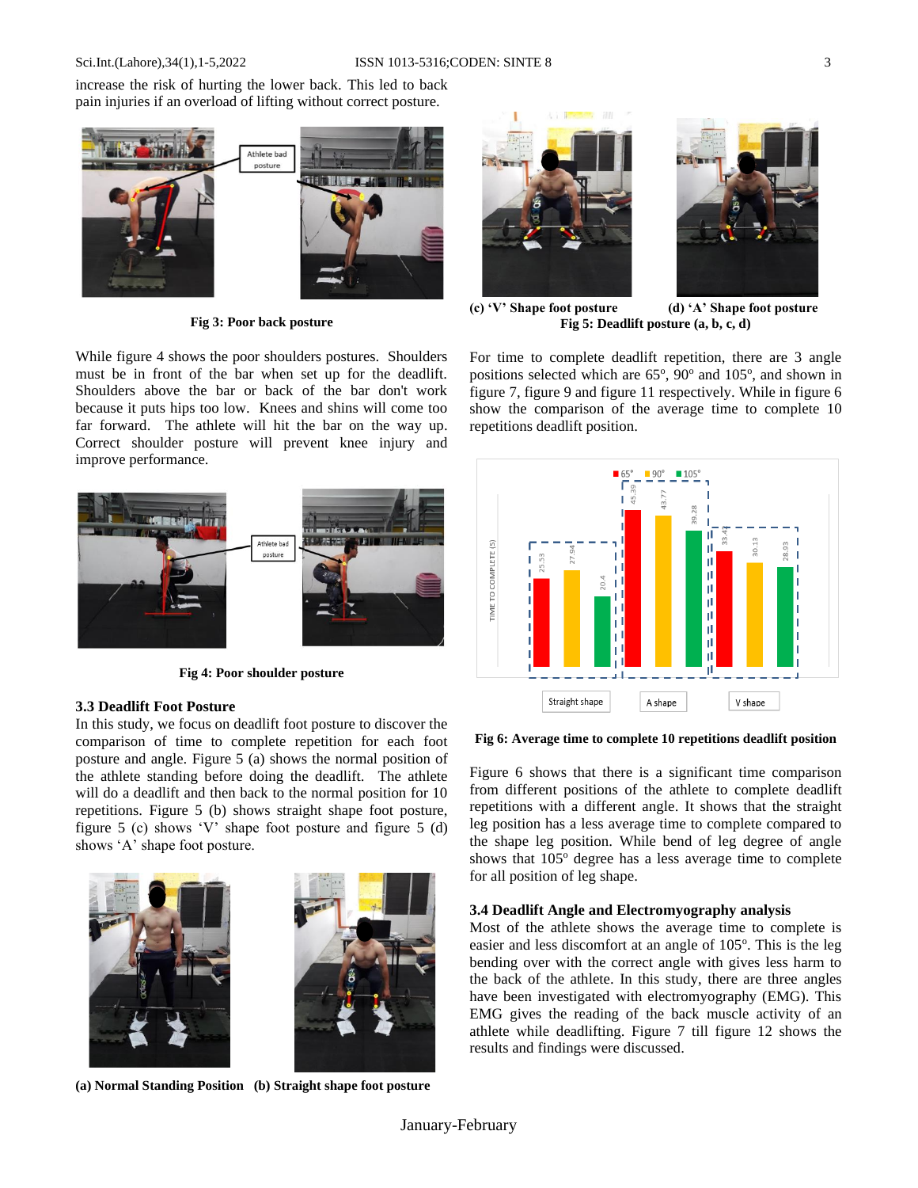increase the risk of hurting the lower back. This led to back pain injuries if an overload of lifting without correct posture.

Fig 3: Poor back posture

While figure 4 shows the poor shoulders postures. Shoulders must be in front of the bar when set up for the deadlift. Shoulders above the bar or back of the bar don't work because it puts hips too low. Knees and shins will come too far forward. The athlete will hit the bar on the way up. Correct shoulder posture will prevent knee injury and improve performance.

Fig 4: Poor shoulder posture

### 3.3 Deadlift Foot Posture

In this study, we focus on deadlift foot posture to discover the comparison of time to complete repetition for each foot posture and angle. Figure 5 (a) shows the normal position of the athlete standing before doing the deadlift. The athlete will do a deadlift and then back to the normal position for 10 repetitions. Figure 5 (b) shows straight shape foot posture, figure 5 (c) shows 'V' shape foot posture and figure 5 (d) shows 'A' shape foot posture.

**(a) Normal Standing Position (b) Straight shape foot posture**

**(c) 'V' Shape foot posture (d) 'A' Shape foot posture**

**Fig 5: Deadlift posture (a, b, c, d)**

For time to complete deadlift repetition, there are 3 angle positions selected which are 65°, 90° and 105°, and shown in figure 7, figure 9 and figure 11 respectively. While in figure 6 show the comparison of the average time to complete 10 repetitions deadlift position.

**Fig 6: Average time to complete 10 repetitions deadlift position**

Figure 6 shows that there is a significant time comparison from different positions of the athlete to complete deadlift repetitions with a different angle. It shows that the straight leg position has a less average time to complete compared to the shape leg position. While bend of leg degree of angle shows that 105° degree has a less average time to complete for all position of leg shape.

### 3.4 Deadlift Angle and Electromyography analysis

Most of the athlete shows the average time to complete is easier and less discomfort at an angle of 105°. This is the leg bending over with the correct angle with gives less harm to the back of the athlete. In this study, there are three angles have been investigated with electromyography (EMG). This EMG gives the reading of the back muscle activity of an athlete while deadlifting. Figure 7 till figure 12 shows the results and findings were discussed.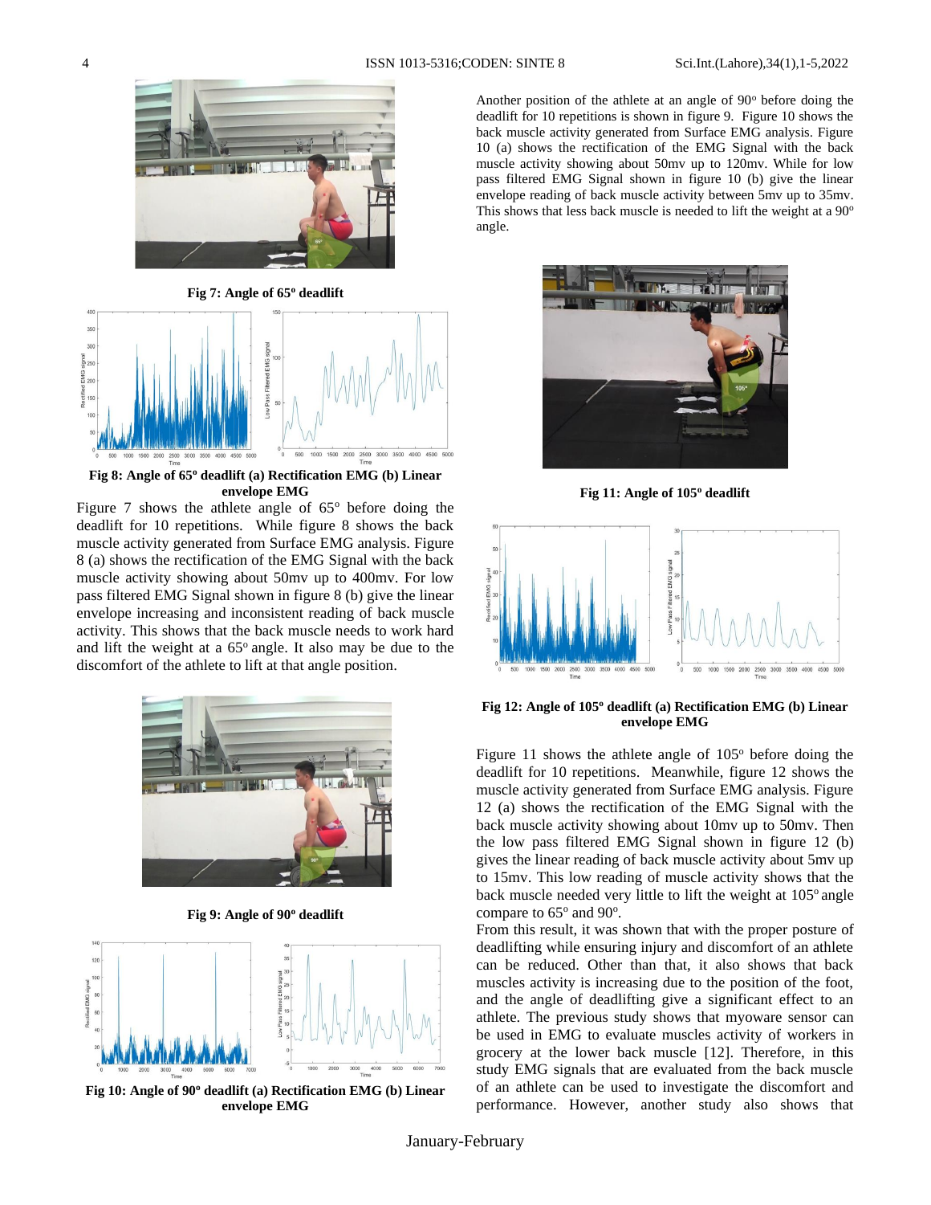**Fig 7: Angle of 65º deadlift**

**Fig 8: Angle of 65º deadlift (a) Rectification EMG (b) Linear envelope EMG**

Figure 7 shows the athlete angle of 65º before doing the deadlift for 10 repetitions. While figure 8 shows the back muscle activity generated from Surface EMG analysis. Figure 8 (a) shows the rectification of the EMG Signal with the back muscle activity showing about 50mv up to 400mv. For low pass filtered EMG Signal shown in figure 8 (b) give the linear envelope increasing and inconsistent reading of back muscle activity. This shows that the back muscle needs to work hard and lift the weight at a 65º angle. It also may be due to the discomfort of the athlete to lift at that angle position.

**Fig 9: Angle of 90º deadlift**

**Fig 10: Angle of 90º deadlift (a) Rectification EMG (b) Linear envelope EMG**

Another position of the athlete at an angle of 90º before doing the deadlift for 10 repetitions is shown in figure 9. Figure 10 shows the back muscle activity generated from Surface EMG analysis. Figure 10 (a) shows the rectification of the EMG Signal with the back muscle activity showing about 50mv up to 120mv. While for low pass filtered EMG Signal shown in figure 10 (b) give the linear envelope reading of back muscle activity between 5mv up to 35mv. This shows that less back muscle is needed to lift the weight at a 90º angle.

**Fig 11: Angle of 105º deadlift**

**Fig 12: Angle of 105º deadlift (a) Rectification EMG (b) Linear envelope EMG**

Figure 11 shows the athlete angle of 105º before doing the deadlift for 10 repetitions. Meanwhile, figure 12 shows the muscle activity generated from Surface EMG analysis. Figure 12 (a) shows the rectification of the EMG Signal with the back muscle activity showing about 10mv up to 50mv. Then the low pass filtered EMG Signal shown in figure 12 (b) gives the linear reading of back muscle activity about 5mv up to 15mv. This low reading of muscle activity shows that the back muscle needed very little to lift the weight at 105º angle compare to 65º and 90º.

From this result, it was shown that with the proper posture of deadlifting while ensuring injury and discomfort of an athlete can be reduced. Other than that, it also shows that back muscles activity is increasing due to the position of the foot, and the angle of deadlifting give a significant effect to an athlete. The previous study shows that myoware sensor can be used in EMG to evaluate muscles activity of workers in grocery at the lower back muscle [12]. Therefore, in this study EMG signals that are evaluated from the back muscle of an athlete can be used to investigate the discomfort and performance. However, another study also shows that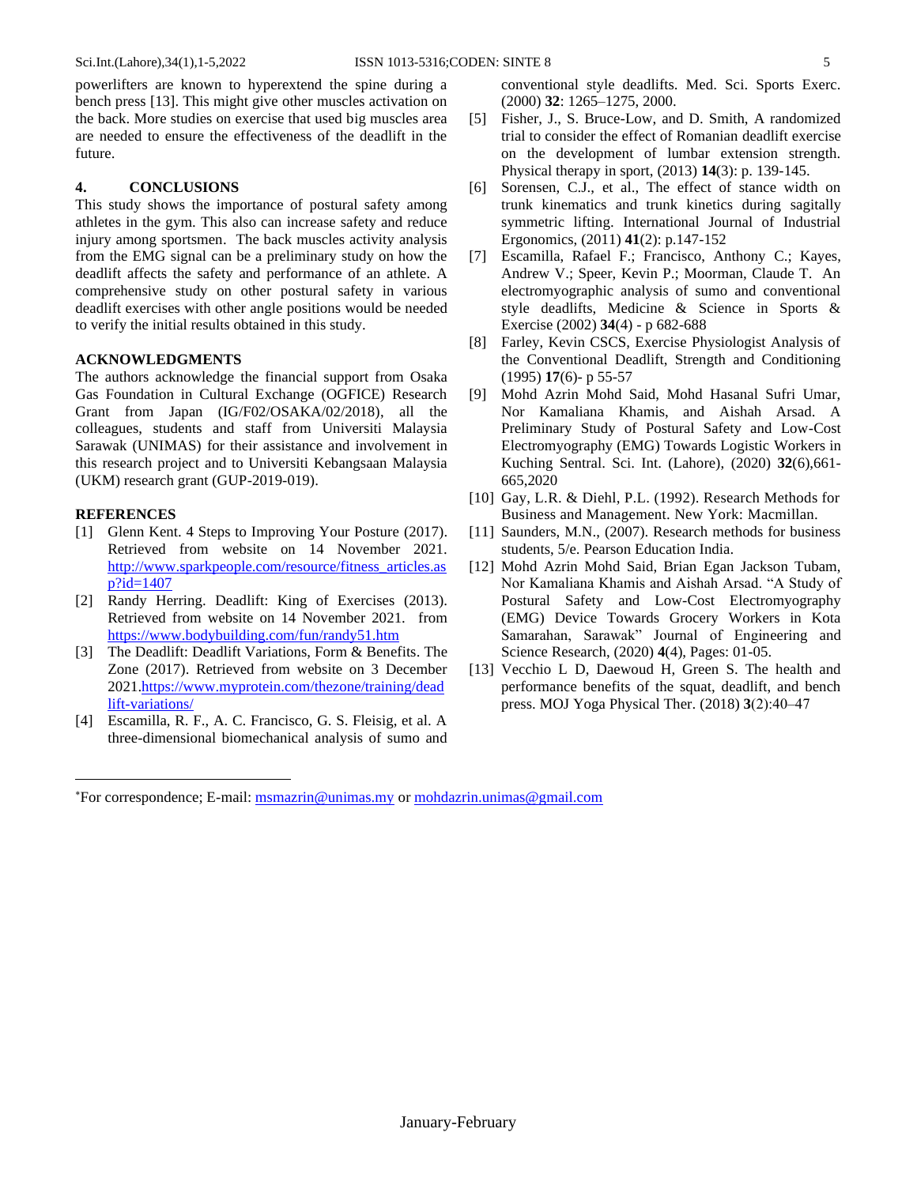powerlifters are known to hyperextend the spine during a bench press [13]. This might give other muscles activation on the back. More studies on exercise that used big muscles area are needed to ensure the effectiveness of the deadlift in the future.

## 4. CONCLUSIONS

This study shows the importance of postural safety among athletes in the gym. This also can increase safety and reduce injury among sportsmen. The back muscles activity analysis from the EMG signal can be a preliminary study on how the deadlift affects the safety and performance of an athlete. A comprehensive study on other postural safety in various deadlift exercises with other angle positions would be needed to verify the initial results obtained in this study.

## ACKNOWLEDGMENTS

The authors acknowledge the financial support from Osaka Gas Foundation in Cultural Exchange (OGFICE) Research Grant from Japan (IG/F02/OSAKA/02/2018), all the colleagues, students and staff from Universiti Malaysia Sarawak (UNIMAS) for their assistance and involvement in this research project and to Universiti Kebangsaan Malaysia (UKM) research grant (GUP-2019-019).

## REFERENCES

[1] Glenn Kent. 4 Steps to Improving Your Posture (2017). Retrieved from website on 14 November 2021. http://www.sparkpeople.com/resource/fitness_articles.asp?id=1407

[2] Randy Herring. Deadlift: King of Exercises (2013). Retrieved from website on 14 November 2021. from https://www.bodybuilding.com/fun/randy51.htm

[3] The Deadlift: Deadlift Variations, Form & Benefits. The Zone (2017). Retrieved from website on 3 December 2021.https://www.myprotein.com/thezone/training/deadlift-variations/

[4] Escamilla, R. F., A. C. Francisco, G. S. Fleisig, et al. A three-dimensional biomechanical analysis of sumo and conventional style deadlifts. Med. Sci. Sports Exerc. (2000) **32**: 1265–1275, 2000.

[5] Fisher, J., S. Bruce-Low, and D. Smith, A randomized trial to consider the effect of Romanian deadlift exercise on the development of lumbar extension strength. Physical therapy in sport, (2013) **14**(3): p. 139-145.

[6] Sorensen, C.J., et al., The effect of stance width on trunk kinematics and trunk kinetics during sagitally symmetric lifting. International Journal of Industrial Ergonomics, (2011) **41**(2): p.147-152

[7] Escamilla, Rafael F.; Francisco, Anthony C.; Kayes, Andrew V.; Speer, Kevin P.; Moorman, Claude T. An electromyographic analysis of sumo and conventional style deadlifts, Medicine & Science in Sports & Exercise (2002) **34**(4) - p 682-688

[8] Farley, Kevin CSCS, Exercise Physiologist Analysis of the Conventional Deadlift, Strength and Conditioning (1995) **17**(6)- p 55-57

[9] Mohd Azrin Mohd Said, Mohd Hasanal Sufri Umar, Nor Kamaliana Khamis, and Aishah Arsad. A Preliminary Study of Postural Safety and Low-Cost Electromyography (EMG) Towards Logistic Workers in Kuching Sentral. Sci. Int. (Lahore), (2020) **32**(6),661-665,2020

[10] Gay, L.R. & Diehl, P.L. (1992). Research Methods for Business and Management. New York: Macmillan.

[11] Saunders, M.N., (2007). Research methods for business students, 5/e. Pearson Education India.

[12] Mohd Azrin Mohd Said, Brian Egan Jackson Tubam, Nor Kamaliana Khamis and Aishah Arsad. "A Study of Postural Safety and Low-Cost Electromyography (EMG) Device Towards Grocery Workers in Kota Samarahan, Sarawak" Journal of Engineering and Science Research, (2020) **4**(4), Pages: 01-05.

[13] Vecchio L D, Daewoud H, Green S. The health and performance benefits of the squat, deadlift, and bench press. MOJ Yoga Physical Ther. (2018) **3**(2):40–47

*For correspondence; E-mail: msmazrin@unimas.my or mohdazrin.unimas@gmail.com